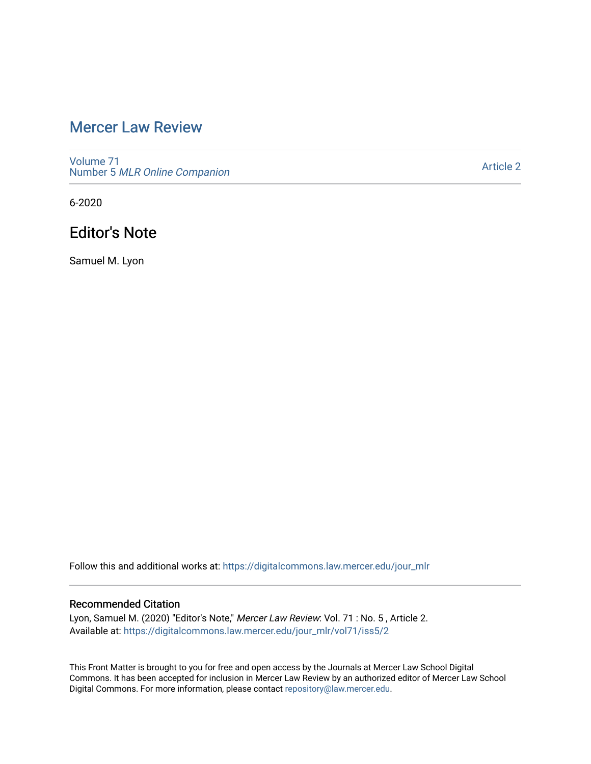# Mercer Law Review

Volume 71
Number 5 *MLR Online Companion*

Article 2

6-2020

## Editor's Note

Samuel M. Lyon

Follow this and additional works at: https://digitalcommons.law.mercer.edu/jour_mlr

### Recommended Citation

Lyon, Samuel M. (2020) "Editor's Note," *Mercer Law Review*: Vol. 71 : No. 5 , Article 2.
Available at: https://digitalcommons.law.mercer.edu/jour_mlr/vol71/iss5/2

This Front Matter is brought to you for free and open access by the Journals at Mercer Law School Digital Commons. It has been accepted for inclusion in Mercer Law Review by an authorized editor of Mercer Law School Digital Commons. For more information, please contact repository@law.mercer.edu.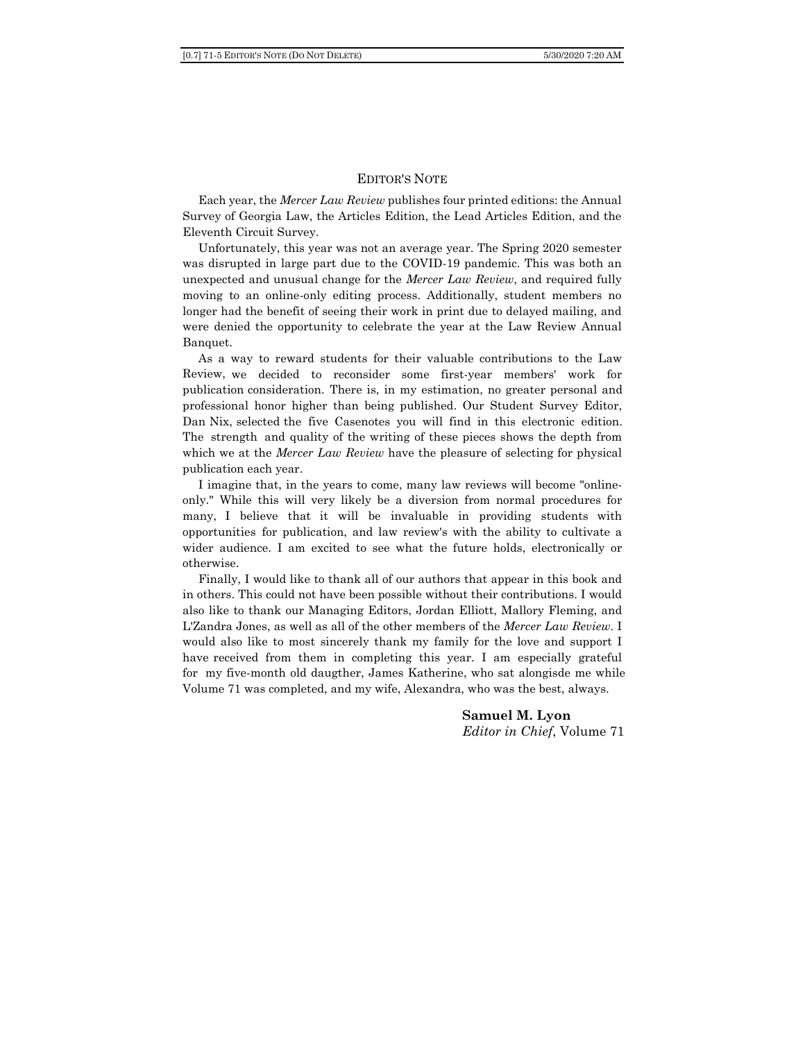# EDITOR'S NOTE

Each year, the *Mercer Law Review* publishes four printed editions: the Annual Survey of Georgia Law, the Articles Edition, the Lead Articles Edition, and the Eleventh Circuit Survey.

Unfortunately, this year was not an average year. The Spring 2020 semester was disrupted in large part due to the COVID-19 pandemic. This was both an unexpected and unusual change for the *Mercer Law Review*, and required fully moving to an online-only editing process. Additionally, student members no longer had the benefit of seeing their work in print due to delayed mailing, and were denied the opportunity to celebrate the year at the Law Review Annual Banquet.

As a way to reward students for their valuable contributions to the Law Review, we decided to reconsider some first-year members' work for publication consideration. There is, in my estimation, no greater personal and professional honor higher than being published. Our Student Survey Editor, Dan Nix, selected the five Casenotes you will find in this electronic edition. The strength and quality of the writing of these pieces shows the depth from which we at the *Mercer Law Review* have the pleasure of selecting for physical publication each year.

I imagine that, in the years to come, many law reviews will become "online-only." While this will very likely be a diversion from normal procedures for many, I believe that it will be invaluable in providing students with opportunities for publication, and law review's with the ability to cultivate a wider audience. I am excited to see what the future holds, electronically or otherwise.

Finally, I would like to thank all of our authors that appear in this book and in others. This could not have been possible without their contributions. I would also like to thank our Managing Editors, Jordan Elliott, Mallory Fleming, and L'Zandra Jones, as well as all of the other members of the *Mercer Law Review*. I would also like to most sincerely thank my family for the love and support I have received from them in completing this year. I am especially grateful for my five-month old daugther, James Katherine, who sat alongisde me while Volume 71 was completed, and my wife, Alexandra, who was the best, always.

**Samuel M. Lyon**
*Editor in Chief*, Volume 71